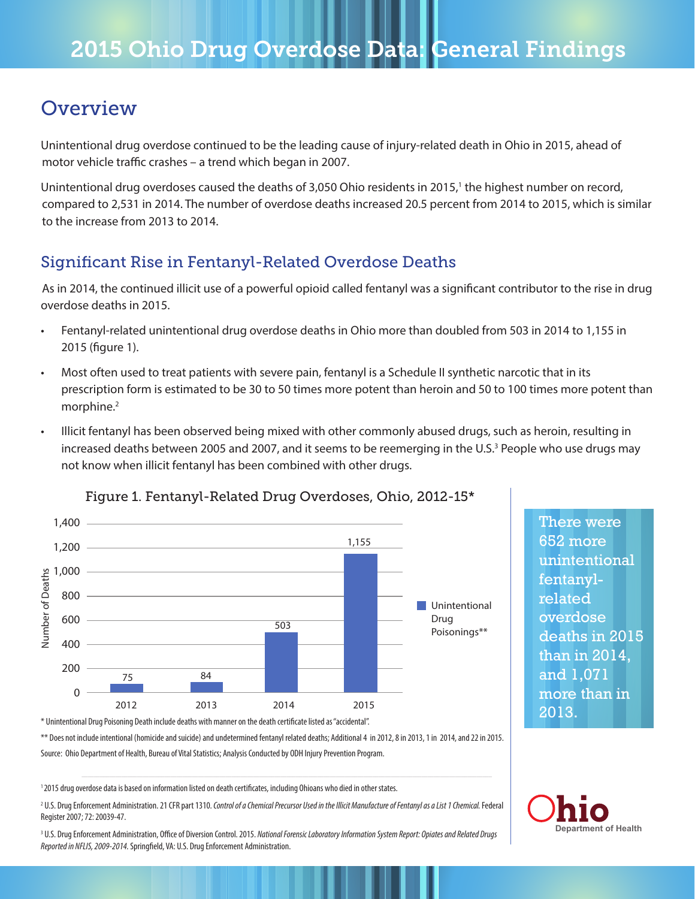# 2015 Ohio Drug Overdose Data: General Findings

## Overview

Unintentional drug overdose continued to be the leading cause of injury-related death in Ohio in 2015, ahead of motor vehicle traffic crashes – a trend which began in 2007.

Unintentional drug overdoses caused the deaths of 3,050 Ohio residents in 2015,[1] the highest number on record, compared to 2,531 in 2014. The number of overdose deaths increased 20.5 percent from 2014 to 2015, which is similar to the increase from 2013 to 2014.

## Significant Rise in Fentanyl-Related Overdose Deaths

As in 2014, the continued illicit use of a powerful opioid called fentanyl was a significant contributor to the rise in drug overdose deaths in 2015.

- Fentanyl-related unintentional drug overdose deaths in Ohio more than doubled from 503 in 2014 to 1,155 in 2015 (figure 1).
- Most often used to treat patients with severe pain, fentanyl is a Schedule II synthetic narcotic that in its prescription form is estimated to be 30 to 50 times more potent than heroin and 50 to 100 times more potent than morphine.[2]
- Illicit fentanyl has been observed being mixed with other commonly abused drugs, such as heroin, resulting in increased deaths between 2005 and 2007, and it seems to be reemerging in the U.S.[3] People who use drugs may not know when illicit fentanyl has been combined with other drugs.

Figure 1. Fentanyl-Related Drug Overdoses, Ohio, 2012-15*

| Year | Unintentional Drug Poisonings** (Number of Deaths) |
|---|---|
| 2012 | 75 |
| 2013 | 84 |
| 2014 | 503 |
| 2015 | 1,155 |

\* Unintentional Drug Poisoning Death include deaths with manner on the death certificate listed as "accidental".

\*\* Does not include intentional (homicide and suicide) and undetermined fentanyl related deaths; Additional 4 in 2012, 8 in 2013, 1 in 2014, and 22 in 2015.

Source: Ohio Department of Health, Bureau of Vital Statistics; Analysis Conducted by ODH Injury Prevention Program.

There were 652 more unintentional fentanyl-related overdose deaths in 2015 than in 2014, and 1,071 more than in 2013.

[1] 2015 drug overdose data is based on information listed on death certificates, including Ohioans who died in other states.

[2] U.S. Drug Enforcement Administration. 21 CFR part 1310. *Control of a Chemical Precursor Used in the Illicit Manufacture of Fentanyl as a List 1 Chemical.* Federal Register 2007; 72: 20039-47.

[3] U.S. Drug Enforcement Administration, Office of Diversion Control. 2015. *National Forensic Laboratory Information System Report: Opiates and Related Drugs Reported in NFLIS, 2009-2014.* Springfield, VA: U.S. Drug Enforcement Administration.

Ohio Department of Health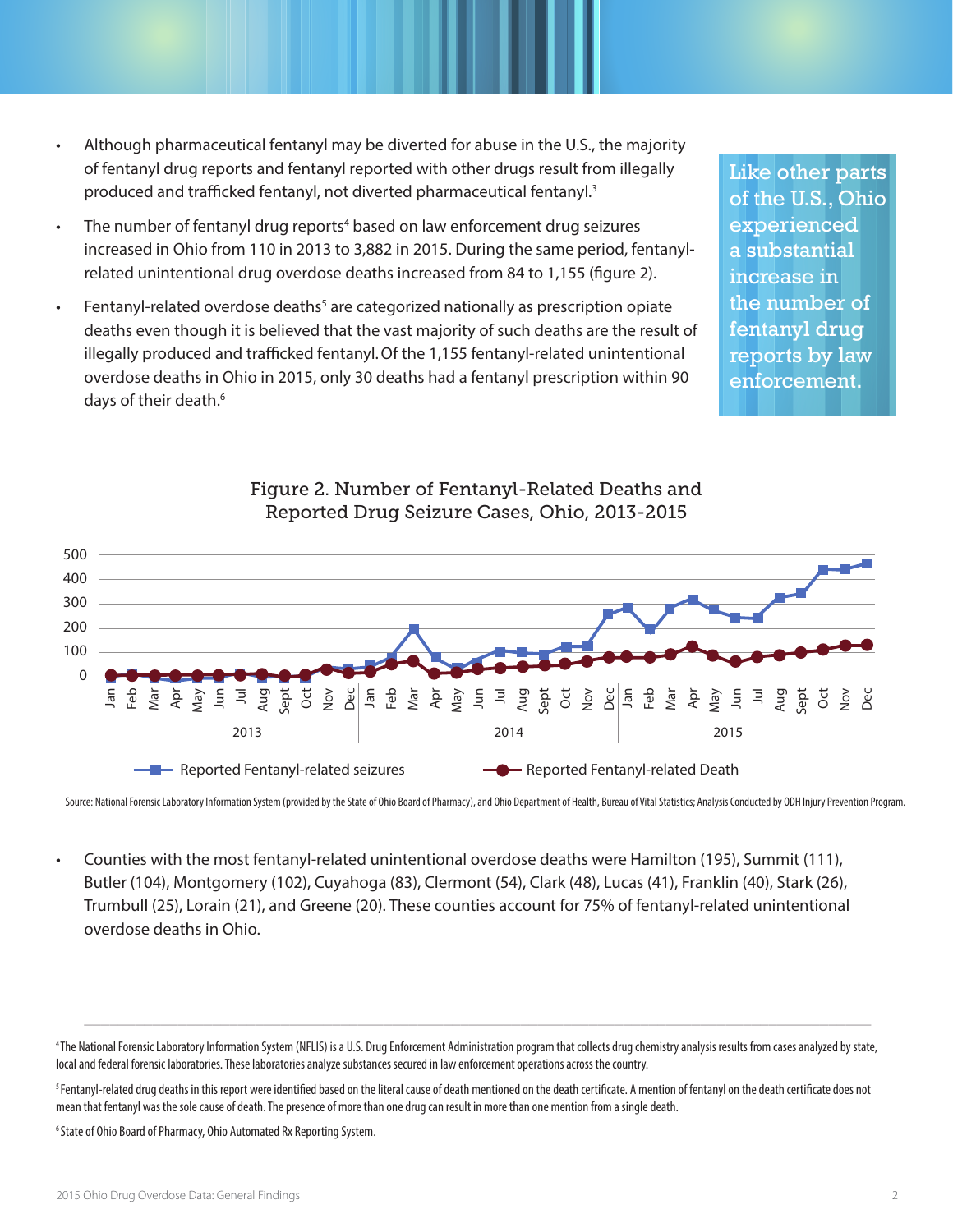- Although pharmaceutical fentanyl may be diverted for abuse in the U.S., the majority of fentanyl drug reports and fentanyl reported with other drugs result from illegally produced and trafficked fentanyl, not diverted pharmaceutical fentanyl.[3]
- The number of fentanyl drug reports[4] based on law enforcement drug seizures increased in Ohio from 110 in 2013 to 3,882 in 2015. During the same period, fentanyl-related unintentional drug overdose deaths increased from 84 to 1,155 (figure 2).
- Fentanyl-related overdose deaths[5] are categorized nationally as prescription opiate deaths even though it is believed that the vast majority of such deaths are the result of illegally produced and trafficked fentanyl. Of the 1,155 fentanyl-related unintentional overdose deaths in Ohio in 2015, only 30 deaths had a fentanyl prescription within 90 days of their death.[6]

Like other parts of the U.S., Ohio experienced a substantial increase in the number of fentanyl drug reports by law enforcement.

Figure 2. Number of Fentanyl-Related Deaths and Reported Drug Seizure Cases, Ohio, 2013-2015

Source: National Forensic Laboratory Information System (provided by the State of Ohio Board of Pharmacy), and Ohio Department of Health, Bureau of Vital Statistics; Analysis Conducted by ODH Injury Prevention Program.

- Counties with the most fentanyl-related unintentional overdose deaths were Hamilton (195), Summit (111), Butler (104), Montgomery (102), Cuyahoga (83), Clermont (54), Clark (48), Lucas (41), Franklin (40), Stark (26), Trumbull (25), Lorain (21), and Greene (20). These counties account for 75% of fentanyl-related unintentional overdose deaths in Ohio.

---

[4] The National Forensic Laboratory Information System (NFLIS) is a U.S. Drug Enforcement Administration program that collects drug chemistry analysis results from cases analyzed by state, local and federal forensic laboratories. These laboratories analyze substances secured in law enforcement operations across the country.

[5] Fentanyl-related drug deaths in this report were identified based on the literal cause of death mentioned on the death certificate. A mention of fentanyl on the death certificate does not mean that fentanyl was the sole cause of death. The presence of more than one drug can result in more than one mention from a single death.

[6] State of Ohio Board of Pharmacy, Ohio Automated Rx Reporting System.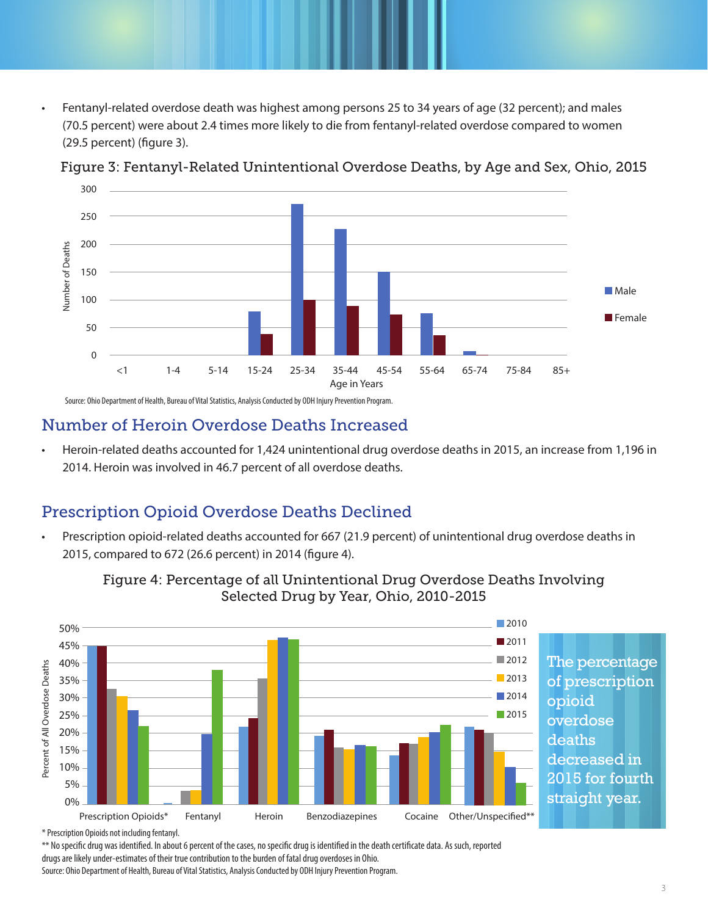- Fentanyl-related overdose death was highest among persons 25 to 34 years of age (32 percent); and males (70.5 percent) were about 2.4 times more likely to die from fentanyl-related overdose compared to women (29.5 percent) (figure 3).

Figure 3: Fentanyl-Related Unintentional Overdose Deaths, by Age and Sex, Ohio, 2015

Source: Ohio Department of Health, Bureau of Vital Statistics, Analysis Conducted by ODH Injury Prevention Program.

## Number of Heroin Overdose Deaths Increased

- Heroin-related deaths accounted for 1,424 unintentional drug overdose deaths in 2015, an increase from 1,196 in 2014. Heroin was involved in 46.7 percent of all overdose deaths.

## Prescription Opioid Overdose Deaths Declined

- Prescription opioid-related deaths accounted for 667 (21.9 percent) of unintentional drug overdose deaths in 2015, compared to 672 (26.6 percent) in 2014 (figure 4).

Figure 4: Percentage of all Unintentional Drug Overdose Deaths Involving Selected Drug by Year, Ohio, 2010-2015

The percentage of prescription opioid overdose deaths decreased in 2015 for fourth straight year.

\* Prescription Opioids not including fentanyl.

\*\* No specific drug was identified. In about 6 percent of the cases, no specific drug is identified in the death certificate data. As such, reported drugs are likely under-estimates of their true contribution to the burden of fatal drug overdoses in Ohio.

Source: Ohio Department of Health, Bureau of Vital Statistics, Analysis Conducted by ODH Injury Prevention Program.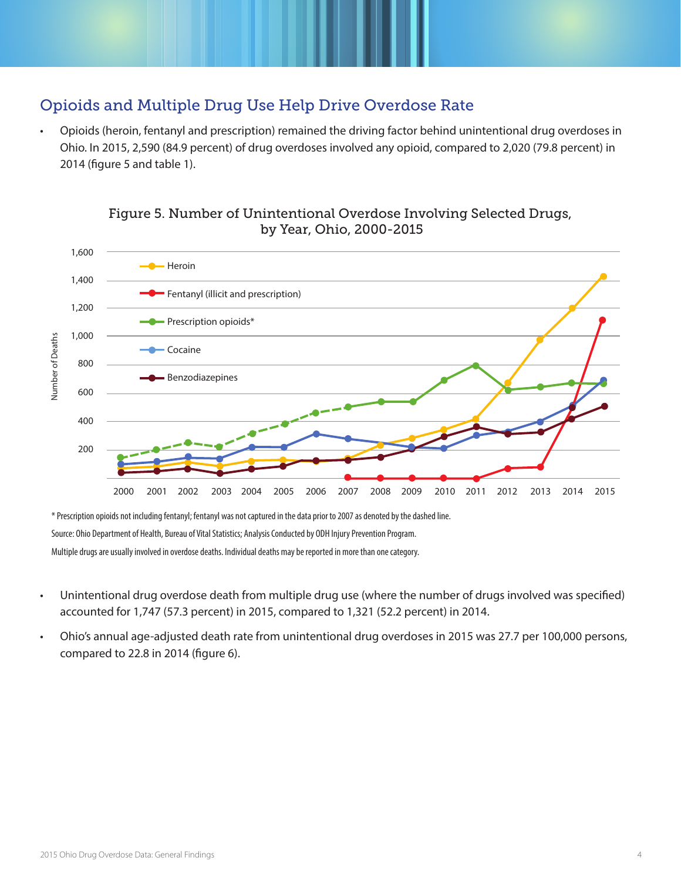## Opioids and Multiple Drug Use Help Drive Overdose Rate

- Opioids (heroin, fentanyl and prescription) remained the driving factor behind unintentional drug overdoses in Ohio. In 2015, 2,590 (84.9 percent) of drug overdoses involved any opioid, compared to 2,020 (79.8 percent) in 2014 (figure 5 and table 1).

Figure 5. Number of Unintentional Overdose Involving Selected Drugs, by Year, Ohio, 2000-2015

\* Prescription opioids not including fentanyl; fentanyl was not captured in the data prior to 2007 as denoted by the dashed line.

Source: Ohio Department of Health, Bureau of Vital Statistics; Analysis Conducted by ODH Injury Prevention Program.

Multiple drugs are usually involved in overdose deaths. Individual deaths may be reported in more than one category.

- Unintentional drug overdose death from multiple drug use (where the number of drugs involved was specified) accounted for 1,747 (57.3 percent) in 2015, compared to 1,321 (52.2 percent) in 2014.
- Ohio's annual age-adjusted death rate from unintentional drug overdoses in 2015 was 27.7 per 100,000 persons, compared to 22.8 in 2014 (figure 6).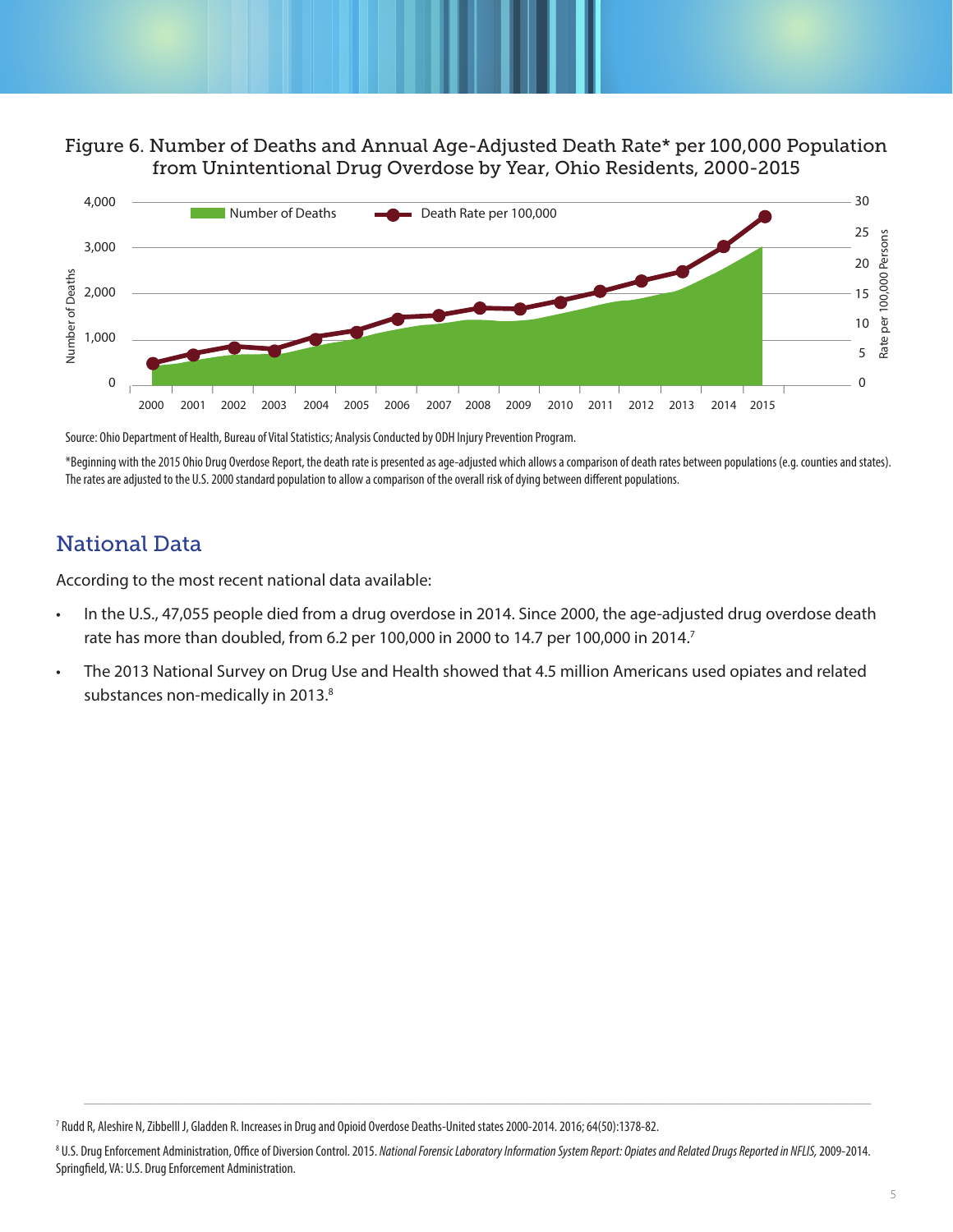Figure 6. Number of Deaths and Annual Age-Adjusted Death Rate* per 100,000 Population from Unintentional Drug Overdose by Year, Ohio Residents, 2000-2015

Source: Ohio Department of Health, Bureau of Vital Statistics; Analysis Conducted by ODH Injury Prevention Program.

*Beginning with the 2015 Ohio Drug Overdose Report, the death rate is presented as age-adjusted which allows a comparison of death rates between populations (e.g. counties and states). The rates are adjusted to the U.S. 2000 standard population to allow a comparison of the overall risk of dying between different populations.

## National Data

According to the most recent national data available:

- In the U.S., 47,055 people died from a drug overdose in 2014. Since 2000, the age-adjusted drug overdose death rate has more than doubled, from 6.2 per 100,000 in 2000 to 14.7 per 100,000 in 2014.[7]
- The 2013 National Survey on Drug Use and Health showed that 4.5 million Americans used opiates and related substances non-medically in 2013.[8]

---

[7] Rudd R, Aleshire N, Zibbelll J, Gladden R. Increases in Drug and Opioid Overdose Deaths-United states 2000-2014. 2016; 64(50):1378-82.

[8] U.S. Drug Enforcement Administration, Office of Diversion Control. 2015. *National Forensic Laboratory Information System Report: Opiates and Related Drugs Reported in NFLIS,* 2009-2014. Springfield, VA: U.S. Drug Enforcement Administration.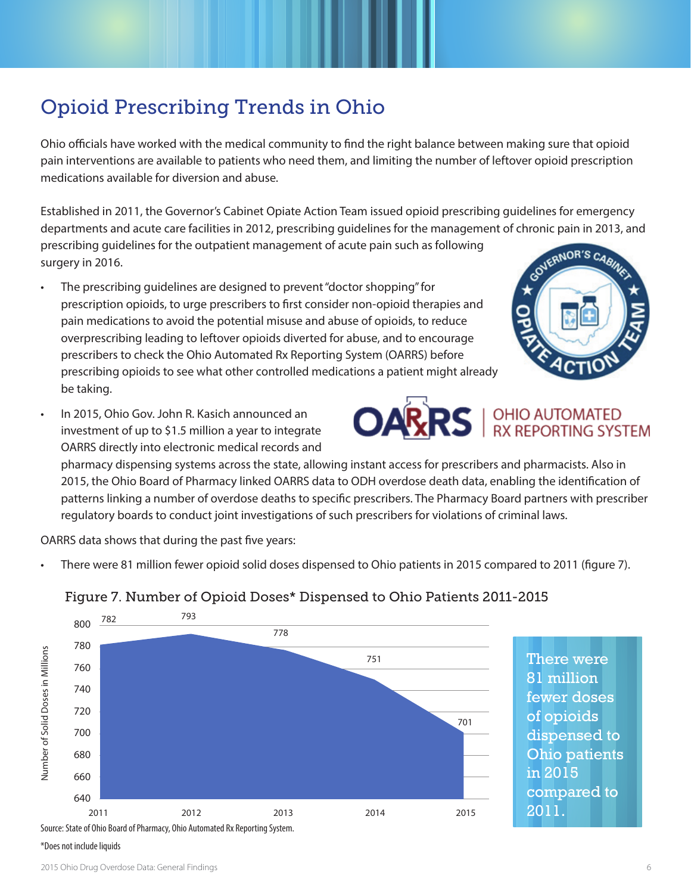# Opioid Prescribing Trends in Ohio

Ohio officials have worked with the medical community to find the right balance between making sure that opioid pain interventions are available to patients who need them, and limiting the number of leftover opioid prescription medications available for diversion and abuse.

Established in 2011, the Governor's Cabinet Opiate Action Team issued opioid prescribing guidelines for emergency departments and acute care facilities in 2012, prescribing guidelines for the management of chronic pain in 2013, and prescribing guidelines for the outpatient management of acute pain such as following surgery in 2016.

- The prescribing guidelines are designed to prevent "doctor shopping" for prescription opioids, to urge prescribers to first consider non-opioid therapies and pain medications to avoid the potential misuse and abuse of opioids, to reduce overprescribing leading to leftover opioids diverted for abuse, and to encourage prescribers to check the Ohio Automated Rx Reporting System (OARRS) before prescribing opioids to see what other controlled medications a patient might already be taking.
- In 2015, Ohio Gov. John R. Kasich announced an investment of up to $1.5 million a year to integrate OARRS directly into electronic medical records and pharmacy dispensing systems across the state, allowing instant access for prescribers and pharmacists. Also in 2015, the Ohio Board of Pharmacy linked OARRS data to ODH overdose death data, enabling the identification of patterns linking a number of overdose deaths to specific prescribers. The Pharmacy Board partners with prescriber regulatory boards to conduct joint investigations of such prescribers for violations of criminal laws.

OARRS data shows that during the past five years:

- There were 81 million fewer opioid solid doses dispensed to Ohio patients in 2015 compared to 2011 (figure 7).

Figure 7. Number of Opioid Doses* Dispensed to Ohio Patients 2011-2015

| Year | Number of Solid Doses in Millions |
|---|---|
| 2011 | 782 |
| 2012 | 793 |
| 2013 | 778 |
| 2014 | 751 |
| 2015 | 701 |

There were 81 million fewer doses of opioids dispensed to Ohio patients in 2015 compared to 2011.

Source: State of Ohio Board of Pharmacy, Ohio Automated Rx Reporting System.

*Does not include liquids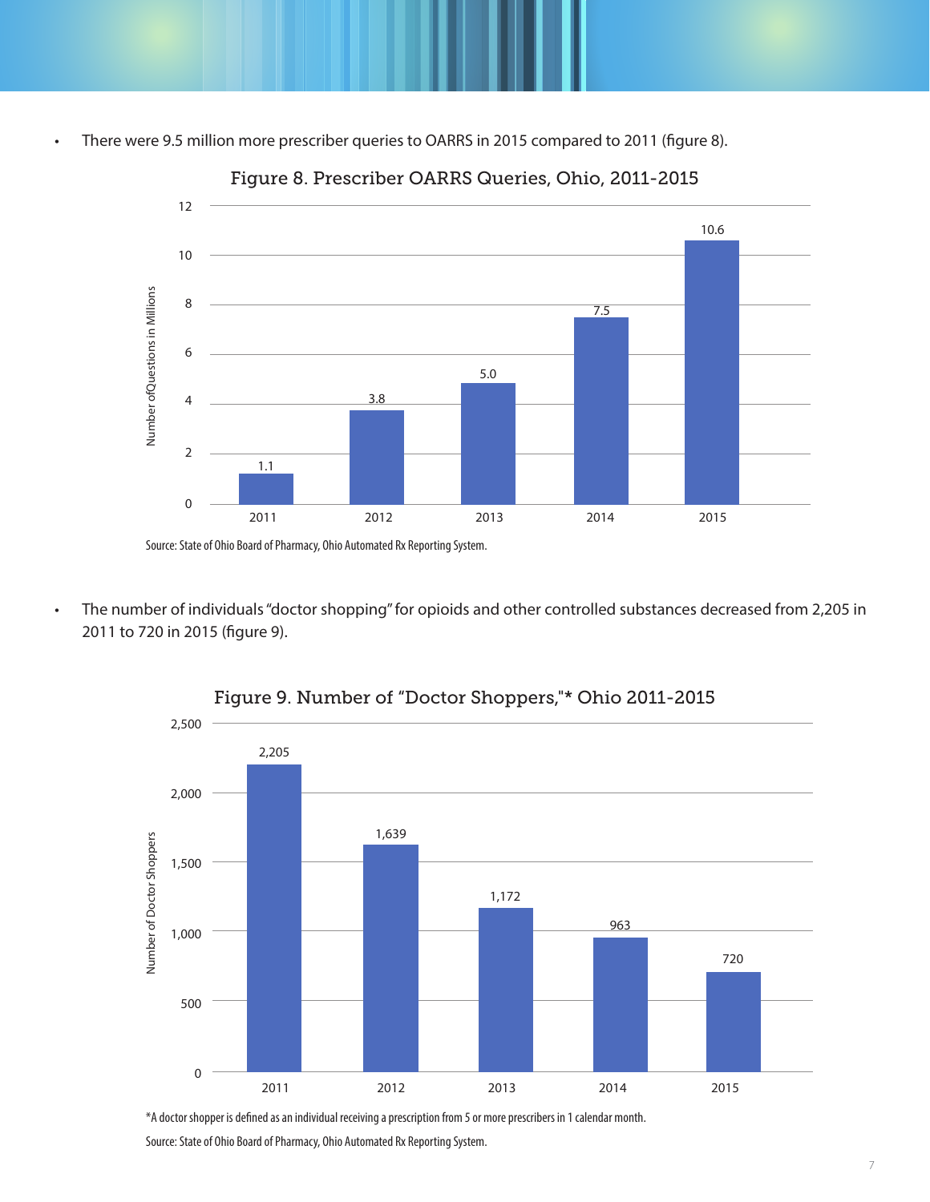- There were 9.5 million more prescriber queries to OARRS in 2015 compared to 2011 (figure 8).

Figure 8. Prescriber OARRS Queries, Ohio, 2011-2015

| Year | Number of Questions in Millions |
|---|---|
| 2011 | 1.1 |
| 2012 | 3.8 |
| 2013 | 5.0 |
| 2014 | 7.5 |
| 2015 | 10.6 |

Source: State of Ohio Board of Pharmacy, Ohio Automated Rx Reporting System.

- The number of individuals "doctor shopping" for opioids and other controlled substances decreased from 2,205 in 2011 to 720 in 2015 (figure 9).

Figure 9. Number of "Doctor Shoppers,"* Ohio 2011-2015

| Year | Number of Doctor Shoppers |
|---|---|
| 2011 | 2,205 |
| 2012 | 1,639 |
| 2013 | 1,172 |
| 2014 | 963 |
| 2015 | 720 |

*A doctor shopper is defined as an individual receiving a prescription from 5 or more prescribers in 1 calendar month.

Source: State of Ohio Board of Pharmacy, Ohio Automated Rx Reporting System.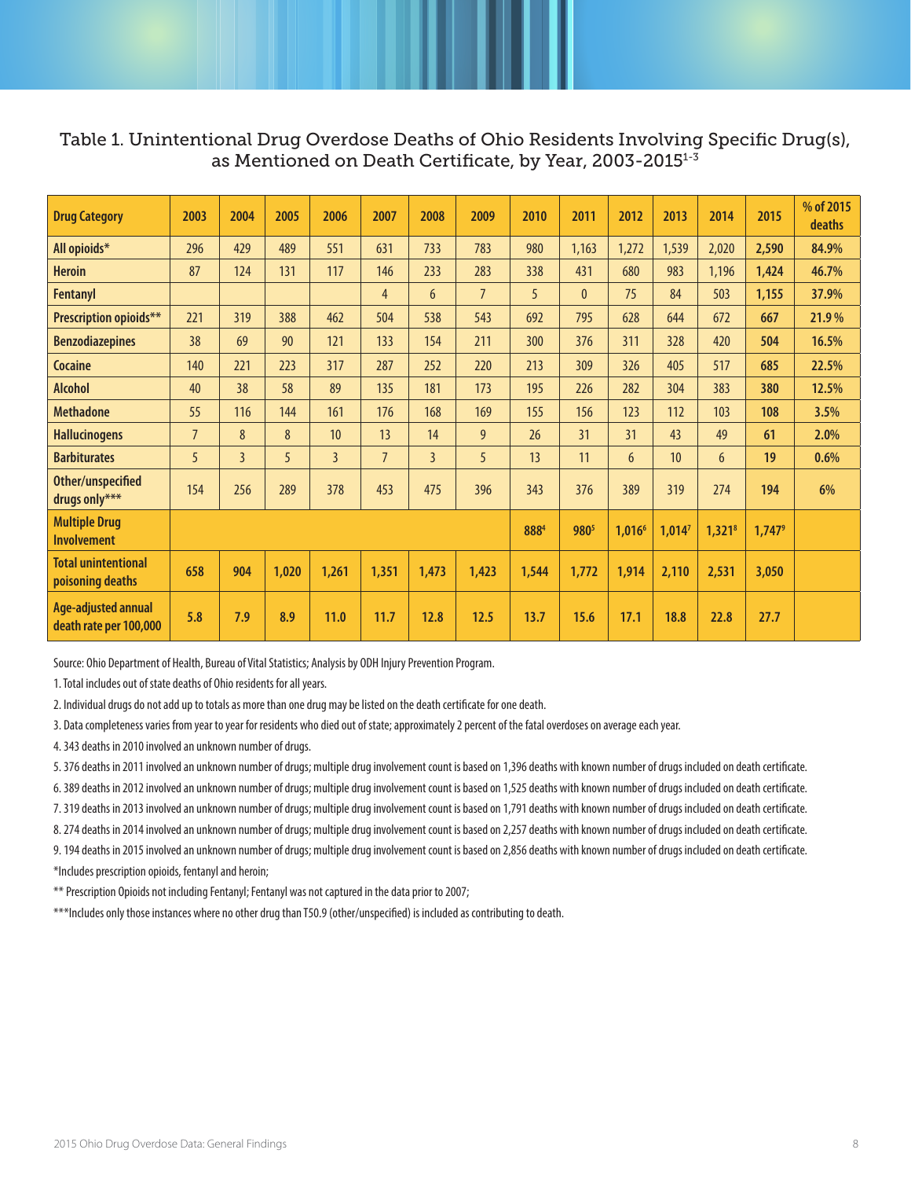## Table 1. Unintentional Drug Overdose Deaths of Ohio Residents Involving Specific Drug(s), as Mentioned on Death Certificate, by Year, 2003-2015[1-3]

| Drug Category | 2003 | 2004 | 2005 | 2006 | 2007 | 2008 | 2009 | 2010 | 2011 | 2012 | 2013 | 2014 | 2015 | % of 2015 deaths |
|---|---|---|---|---|---|---|---|---|---|---|---|---|---|---|
| **All opioids*** | 296 | 429 | 489 | 551 | 631 | 733 | 783 | 980 | 1,163 | 1,272 | 1,539 | 2,020 | **2,590** | **84.9%** |
| **Heroin** | 87 | 124 | 131 | 117 | 146 | 233 | 283 | 338 | 431 | 680 | 983 | 1,196 | **1,424** | **46.7%** |
| **Fentanyl** | | | | | 4 | 6 | 7 | 5 | 0 | 75 | 84 | 503 | **1,155** | **37.9%** |
| **Prescription opioids**** | 221 | 319 | 388 | 462 | 504 | 538 | 543 | 692 | 795 | 628 | 644 | 672 | **667** | **21.9 %** |
| **Benzodiazepines** | 38 | 69 | 90 | 121 | 133 | 154 | 211 | 300 | 376 | 311 | 328 | 420 | **504** | **16.5%** |
| **Cocaine** | 140 | 221 | 223 | 317 | 287 | 252 | 220 | 213 | 309 | 326 | 405 | 517 | **685** | **22.5%** |
| **Alcohol** | 40 | 38 | 58 | 89 | 135 | 181 | 173 | 195 | 226 | 282 | 304 | 383 | **380** | **12.5%** |
| **Methadone** | 55 | 116 | 144 | 161 | 176 | 168 | 169 | 155 | 156 | 123 | 112 | 103 | **108** | **3.5%** |
| **Hallucinogens** | 7 | 8 | 8 | 10 | 13 | 14 | 9 | 26 | 31 | 31 | 43 | 49 | **61** | **2.0%** |
| **Barbiturates** | 5 | 3 | 5 | 3 | 7 | 3 | 5 | 13 | 11 | 6 | 10 | 6 | **19** | **0.6%** |
| **Other/unspecified drugs only***** | 154 | 256 | 289 | 378 | 453 | 475 | 396 | 343 | 376 | 389 | 319 | 274 | **194** | **6%** |
| **Multiple Drug Involvement** | | | | | | | | **888**[4] | **980**[5] | **1,016**[6] | **1,014**[7] | **1,321**[8] | **1,747**[9] | |
| **Total unintentional poisoning deaths** | **658** | **904** | **1,020** | **1,261** | **1,351** | **1,473** | **1,423** | **1,544** | **1,772** | **1,914** | **2,110** | **2,531** | **3,050** | |
| **Age-adjusted annual death rate per 100,000** | **5.8** | **7.9** | **8.9** | **11.0** | **11.7** | **12.8** | **12.5** | **13.7** | **15.6** | **17.1** | **18.8** | **22.8** | **27.7** | |

Source: Ohio Department of Health, Bureau of Vital Statistics; Analysis by ODH Injury Prevention Program.

1. Total includes out of state deaths of Ohio residents for all years.

2. Individual drugs do not add up to totals as more than one drug may be listed on the death certificate for one death.

3. Data completeness varies from year to year for residents who died out of state; approximately 2 percent of the fatal overdoses on average each year.

4. 343 deaths in 2010 involved an unknown number of drugs.

5. 376 deaths in 2011 involved an unknown number of drugs; multiple drug involvement count is based on 1,396 deaths with known number of drugs included on death certificate.

6. 389 deaths in 2012 involved an unknown number of drugs; multiple drug involvement count is based on 1,525 deaths with known number of drugs included on death certificate.

7. 319 deaths in 2013 involved an unknown number of drugs; multiple drug involvement count is based on 1,791 deaths with known number of drugs included on death certificate.

8. 274 deaths in 2014 involved an unknown number of drugs; multiple drug involvement count is based on 2,257 deaths with known number of drugs included on death certificate.

9. 194 deaths in 2015 involved an unknown number of drugs; multiple drug involvement count is based on 2,856 deaths with known number of drugs included on death certificate.

*Includes prescription opioids, fentanyl and heroin;

** Prescription Opioids not including Fentanyl; Fentanyl was not captured in the data prior to 2007;

***Includes only those instances where no other drug than T50.9 (other/unspecified) is included as contributing to death.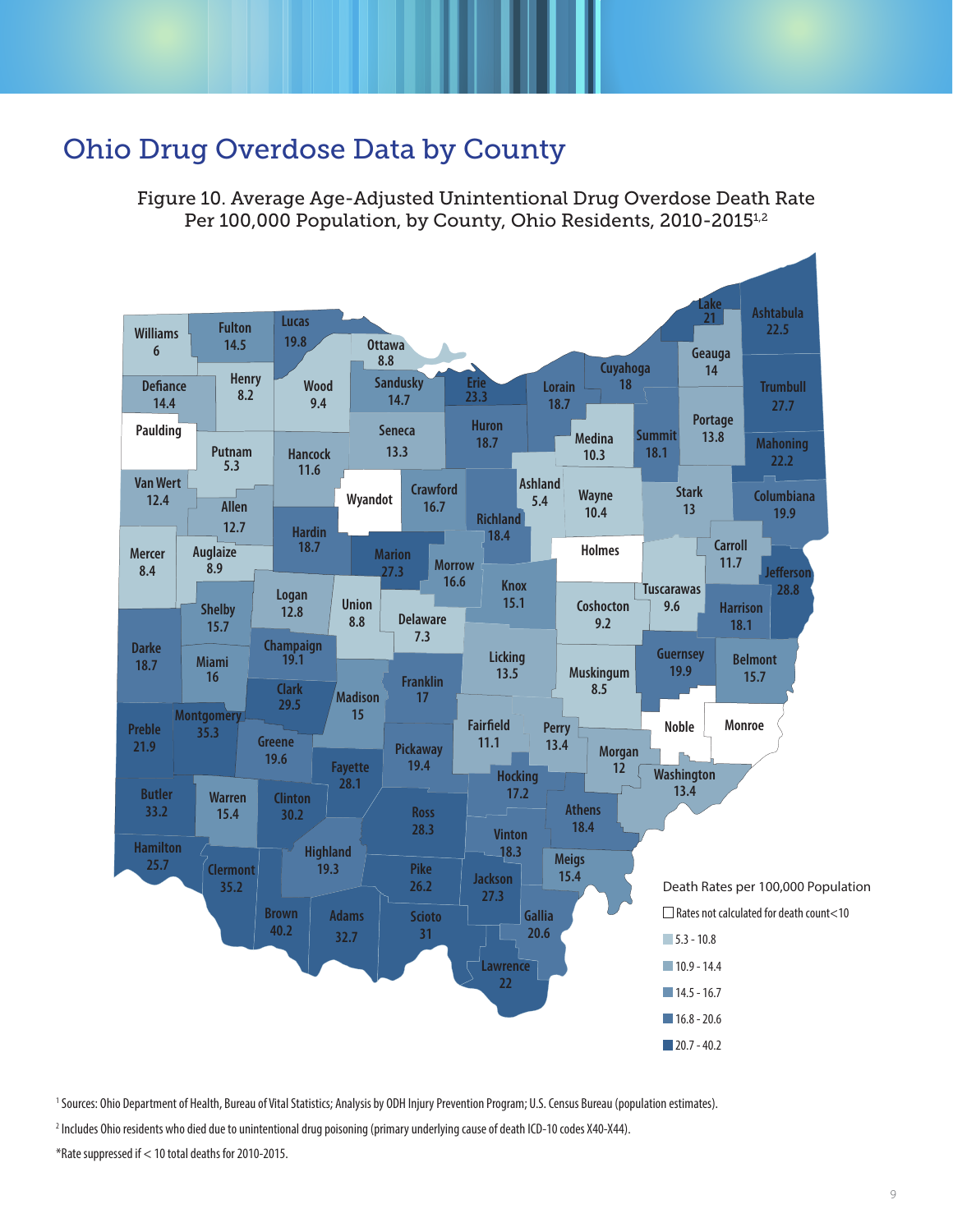## Ohio Drug Overdose Data by County

Figure 10. Average Age-Adjusted Unintentional Drug Overdose Death Rate Per 100,000 Population, by County, Ohio Residents, 2010-2015[1,2]

| County | Rate |
|---|---|
| Williams | 6 |
| Fulton | 14.5 |
| Lucas | 19.8 |
| Ottawa | 8.8 |
| Defiance | 14.4 |
| Henry | 8.2 |
| Wood | 9.4 |
| Sandusky | 14.7 |
| Erie | 23.3 |
| Lorain | 18.7 |
| Cuyahoga | 18 |
| Lake | 21 |
| Ashtabula | 22.5 |
| Geauga | 14 |
| Trumbull | 27.7 |
| Paulding | |
| Putnam | 5.3 |
| Hancock | 11.6 |
| Seneca | 13.3 |
| Huron | 18.7 |
| Medina | 10.3 |
| Summit | 18.1 |
| Portage | 13.8 |
| Mahoning | 22.2 |
| Van Wert | 12.4 |
| Allen | 12.7 |
| Wyandot | |
| Crawford | 16.7 |
| Ashland | 5.4 |
| Richland | 18.4 |
| Wayne | 10.4 |
| Stark | 13 |
| Columbiana | 19.9 |
| Mercer | 8.4 |
| Auglaize | 8.9 |
| Hardin | 18.7 |
| Marion | 27.3 |
| Morrow | 16.6 |
| Holmes | |
| Carroll | 11.7 |
| Jefferson | 28.8 |
| Logan | 12.8 |
| Union | 8.8 |
| Delaware | 7.3 |
| Knox | 15.1 |
| Coshocton | 9.2 |
| Tuscarawas | 9.6 |
| Harrison | 18.1 |
| Shelby | 15.7 |
| Darke | 18.7 |
| Miami | 16 |
| Champaign | 19.1 |
| Clark | 29.5 |
| Madison | 15 |
| Franklin | 17 |
| Licking | 13.5 |
| Muskingum | 8.5 |
| Guernsey | 19.9 |
| Belmont | 15.7 |
| Preble | 21.9 |
| Montgomery | 35.3 |
| Greene | 19.6 |
| Fayette | 28.1 |
| Pickaway | 19.4 |
| Fairfield | 11.1 |
| Perry | 13.4 |
| Morgan | 12 |
| Noble | |
| Monroe | |
| Washington | 13.4 |
| Butler | 33.2 |
| Warren | 15.4 |
| Clinton | 30.2 |
| Hocking | 17.2 |
| Athens | 18.4 |
| Ross | 28.3 |
| Vinton | 18.3 |
| Meigs | 15.4 |
| Hamilton | 25.7 |
| Clermont | 35.2 |
| Highland | 19.3 |
| Pike | 26.2 |
| Jackson | 27.3 |
| Gallia | 20.6 |
| Brown | 40.2 |
| Adams | 32.7 |
| Scioto | 31 |
| Lawrence | 22 |

Death Rates per 100,000 Population

- Rates not calculated for death count<10
- 5.3 - 10.8
- 10.9 - 14.4
- 14.5 - 16.7
- 16.8 - 20.6
- 20.7 - 40.2

[1] Sources: Ohio Department of Health, Bureau of Vital Statistics; Analysis by ODH Injury Prevention Program; U.S. Census Bureau (population estimates).

[2] Includes Ohio residents who died due to unintentional drug poisoning (primary underlying cause of death ICD-10 codes X40-X44).

*Rate suppressed if < 10 total deaths for 2010-2015.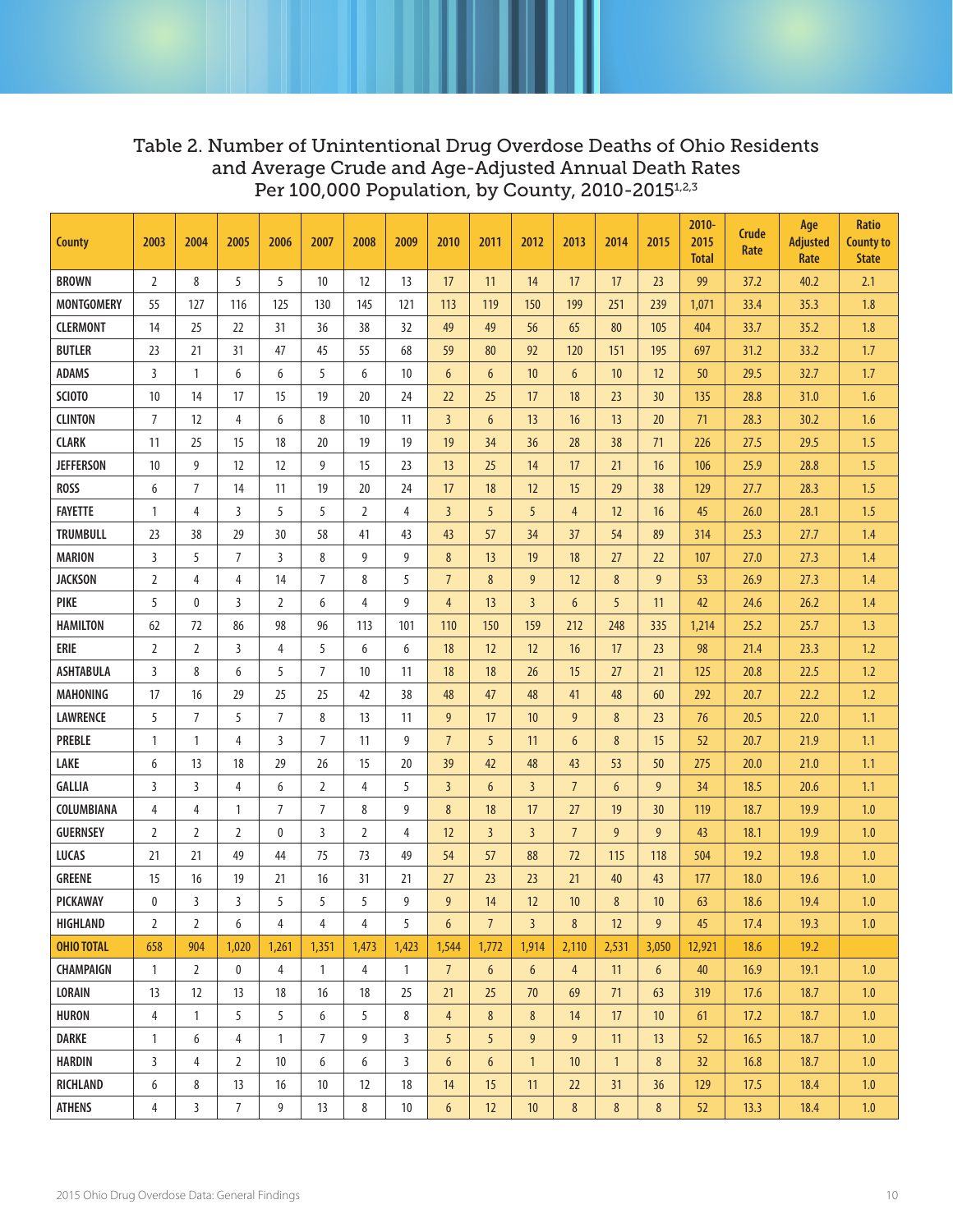## Table 2. Number of Unintentional Drug Overdose Deaths of Ohio Residents and Average Crude and Age-Adjusted Annual Death Rates Per 100,000 Population, by County, 2010-2015[1,2,3]

| County | 2003 | 2004 | 2005 | 2006 | 2007 | 2008 | 2009 | 2010 | 2011 | 2012 | 2013 | 2014 | 2015 | 2010-2015 Total | Crude Rate | Age Adjusted Rate | Ratio County to State |
|---|---|---|---|---|---|---|---|---|---|---|---|---|---|---|---|---|---|
| BROWN | 2 | 8 | 5 | 5 | 10 | 12 | 13 | 17 | 11 | 14 | 17 | 17 | 23 | 99 | 37.2 | 40.2 | 2.1 |
| MONTGOMERY | 55 | 127 | 116 | 125 | 130 | 145 | 121 | 113 | 119 | 150 | 199 | 251 | 239 | 1,071 | 33.4 | 35.3 | 1.8 |
| CLERMONT | 14 | 25 | 22 | 31 | 36 | 38 | 32 | 49 | 49 | 56 | 65 | 80 | 105 | 404 | 33.7 | 35.2 | 1.8 |
| BUTLER | 23 | 21 | 31 | 47 | 45 | 55 | 68 | 59 | 80 | 92 | 120 | 151 | 195 | 697 | 31.2 | 33.2 | 1.7 |
| ADAMS | 3 | 1 | 6 | 6 | 5 | 6 | 10 | 6 | 6 | 10 | 6 | 10 | 12 | 50 | 29.5 | 32.7 | 1.7 |
| SCIOTO | 10 | 14 | 17 | 15 | 19 | 20 | 24 | 22 | 25 | 17 | 18 | 23 | 30 | 135 | 28.8 | 31.0 | 1.6 |
| CLINTON | 7 | 12 | 4 | 6 | 8 | 10 | 11 | 3 | 6 | 13 | 16 | 13 | 20 | 71 | 28.3 | 30.2 | 1.6 |
| CLARK | 11 | 25 | 15 | 18 | 20 | 19 | 19 | 19 | 34 | 36 | 28 | 38 | 71 | 226 | 27.5 | 29.5 | 1.5 |
| JEFFERSON | 10 | 9 | 12 | 12 | 9 | 15 | 23 | 13 | 25 | 14 | 17 | 21 | 16 | 106 | 25.9 | 28.8 | 1.5 |
| ROSS | 6 | 7 | 14 | 11 | 19 | 20 | 24 | 17 | 18 | 12 | 15 | 29 | 38 | 129 | 27.7 | 28.3 | 1.5 |
| FAYETTE | 1 | 4 | 3 | 5 | 5 | 2 | 4 | 3 | 5 | 5 | 4 | 12 | 16 | 45 | 26.0 | 28.1 | 1.5 |
| TRUMBULL | 23 | 38 | 29 | 30 | 58 | 41 | 43 | 43 | 57 | 34 | 37 | 54 | 89 | 314 | 25.3 | 27.7 | 1.4 |
| MARION | 3 | 5 | 7 | 3 | 8 | 9 | 9 | 8 | 13 | 19 | 18 | 27 | 22 | 107 | 27.0 | 27.3 | 1.4 |
| JACKSON | 2 | 4 | 4 | 14 | 7 | 8 | 5 | 7 | 8 | 9 | 12 | 8 | 9 | 53 | 26.9 | 27.3 | 1.4 |
| PIKE | 5 | 0 | 3 | 2 | 6 | 4 | 9 | 4 | 13 | 3 | 6 | 5 | 11 | 42 | 24.6 | 26.2 | 1.4 |
| HAMILTON | 62 | 72 | 86 | 98 | 96 | 113 | 101 | 110 | 150 | 159 | 212 | 248 | 335 | 1,214 | 25.2 | 25.7 | 1.3 |
| ERIE | 2 | 2 | 3 | 4 | 5 | 6 | 6 | 18 | 12 | 12 | 16 | 17 | 23 | 98 | 21.4 | 23.3 | 1.2 |
| ASHTABULA | 3 | 8 | 6 | 5 | 7 | 10 | 11 | 18 | 18 | 26 | 15 | 27 | 21 | 125 | 20.8 | 22.5 | 1.2 |
| MAHONING | 17 | 16 | 29 | 25 | 25 | 42 | 38 | 48 | 47 | 48 | 41 | 48 | 60 | 292 | 20.7 | 22.2 | 1.2 |
| LAWRENCE | 5 | 7 | 5 | 7 | 8 | 13 | 11 | 9 | 17 | 10 | 9 | 8 | 23 | 76 | 20.5 | 22.0 | 1.1 |
| PREBLE | 1 | 1 | 4 | 3 | 7 | 11 | 9 | 7 | 5 | 11 | 6 | 8 | 15 | 52 | 20.7 | 21.9 | 1.1 |
| LAKE | 6 | 13 | 18 | 29 | 26 | 15 | 20 | 39 | 42 | 48 | 43 | 53 | 50 | 275 | 20.0 | 21.0 | 1.1 |
| GALLIA | 3 | 3 | 4 | 6 | 2 | 4 | 5 | 3 | 6 | 3 | 7 | 6 | 9 | 34 | 18.5 | 20.6 | 1.1 |
| COLUMBIANA | 4 | 4 | 1 | 7 | 7 | 8 | 9 | 8 | 18 | 17 | 27 | 19 | 30 | 119 | 18.7 | 19.9 | 1.0 |
| GUERNSEY | 2 | 2 | 2 | 0 | 3 | 2 | 4 | 12 | 3 | 3 | 7 | 9 | 9 | 43 | 18.1 | 19.9 | 1.0 |
| LUCAS | 21 | 21 | 49 | 44 | 75 | 73 | 49 | 54 | 57 | 88 | 72 | 115 | 118 | 504 | 19.2 | 19.8 | 1.0 |
| GREENE | 15 | 16 | 19 | 21 | 16 | 31 | 21 | 27 | 23 | 23 | 21 | 40 | 43 | 177 | 18.0 | 19.6 | 1.0 |
| PICKAWAY | 0 | 3 | 3 | 5 | 5 | 5 | 9 | 9 | 14 | 12 | 10 | 8 | 10 | 63 | 18.6 | 19.4 | 1.0 |
| HIGHLAND | 2 | 2 | 6 | 4 | 4 | 4 | 5 | 6 | 7 | 3 | 8 | 12 | 9 | 45 | 17.4 | 19.3 | 1.0 |
| **OHIO TOTAL** | 658 | 904 | 1,020 | 1,261 | 1,351 | 1,473 | 1,423 | 1,544 | 1,772 | 1,914 | 2,110 | 2,531 | 3,050 | 12,921 | 18.6 | 19.2 | |
| CHAMPAIGN | 1 | 2 | 0 | 4 | 1 | 4 | 1 | 7 | 6 | 6 | 4 | 11 | 6 | 40 | 16.9 | 19.1 | 1.0 |
| LORAIN | 13 | 12 | 13 | 18 | 16 | 18 | 25 | 21 | 25 | 70 | 69 | 71 | 63 | 319 | 17.6 | 18.7 | 1.0 |
| HURON | 4 | 1 | 5 | 5 | 6 | 5 | 8 | 4 | 8 | 8 | 14 | 17 | 10 | 61 | 17.2 | 18.7 | 1.0 |
| DARKE | 1 | 6 | 4 | 1 | 7 | 9 | 3 | 5 | 5 | 9 | 9 | 11 | 13 | 52 | 16.5 | 18.7 | 1.0 |
| HARDIN | 3 | 4 | 2 | 10 | 6 | 6 | 3 | 6 | 6 | 1 | 10 | 1 | 8 | 32 | 16.8 | 18.7 | 1.0 |
| RICHLAND | 6 | 8 | 13 | 16 | 10 | 12 | 18 | 14 | 15 | 11 | 22 | 31 | 36 | 129 | 17.5 | 18.4 | 1.0 |
| ATHENS | 4 | 3 | 7 | 9 | 13 | 8 | 10 | 6 | 12 | 10 | 8 | 8 | 8 | 52 | 13.3 | 18.4 | 1.0 |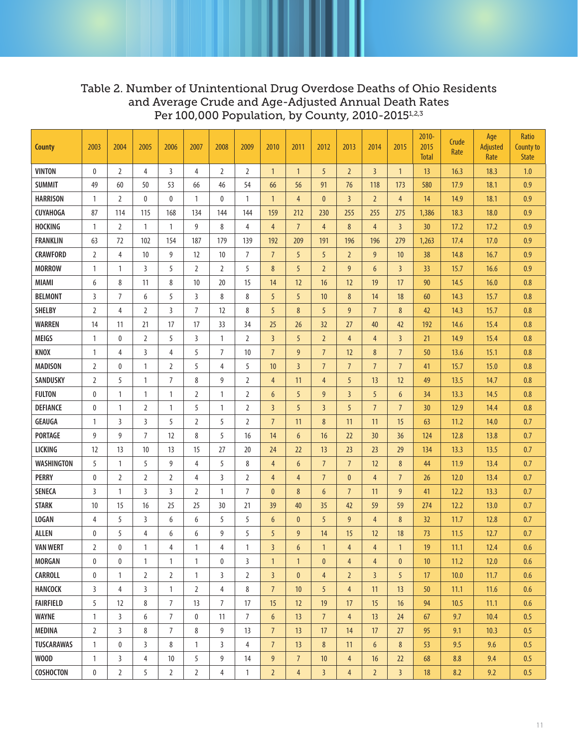Table 2. Number of Unintentional Drug Overdose Deaths of Ohio Residents and Average Crude and Age-Adjusted Annual Death Rates Per 100,000 Population, by County, 2010-2015[1,2,3]

| County | 2003 | 2004 | 2005 | 2006 | 2007 | 2008 | 2009 | 2010 | 2011 | 2012 | 2013 | 2014 | 2015 | 2010-2015 Total | Crude Rate | Age Adjusted Rate | Ratio County to State |
|---|---|---|---|---|---|---|---|---|---|---|---|---|---|---|---|---|---|
| VINTON | 0 | 2 | 4 | 3 | 4 | 2 | 2 | 1 | 1 | 5 | 2 | 3 | 1 | 13 | 16.3 | 18.3 | 1.0 |
| SUMMIT | 49 | 60 | 50 | 53 | 66 | 46 | 54 | 66 | 56 | 91 | 76 | 118 | 173 | 580 | 17.9 | 18.1 | 0.9 |
| HARRISON | 1 | 2 | 0 | 0 | 1 | 0 | 1 | 1 | 4 | 0 | 3 | 2 | 4 | 14 | 14.9 | 18.1 | 0.9 |
| CUYAHOGA | 87 | 114 | 115 | 168 | 134 | 144 | 144 | 159 | 212 | 230 | 255 | 255 | 275 | 1,386 | 18.3 | 18.0 | 0.9 |
| HOCKING | 1 | 2 | 1 | 1 | 9 | 8 | 4 | 4 | 7 | 4 | 8 | 4 | 3 | 30 | 17.2 | 17.2 | 0.9 |
| FRANKLIN | 63 | 72 | 102 | 154 | 187 | 179 | 139 | 192 | 209 | 191 | 196 | 196 | 279 | 1,263 | 17.4 | 17.0 | 0.9 |
| CRAWFORD | 2 | 4 | 10 | 9 | 12 | 10 | 7 | 7 | 5 | 5 | 2 | 9 | 10 | 38 | 14.8 | 16.7 | 0.9 |
| MORROW | 1 | 1 | 3 | 5 | 2 | 2 | 5 | 8 | 5 | 2 | 9 | 6 | 3 | 33 | 15.7 | 16.6 | 0.9 |
| MIAMI | 6 | 8 | 11 | 8 | 10 | 20 | 15 | 14 | 12 | 16 | 12 | 19 | 17 | 90 | 14.5 | 16.0 | 0.8 |
| BELMONT | 3 | 7 | 6 | 5 | 3 | 8 | 8 | 5 | 5 | 10 | 8 | 14 | 18 | 60 | 14.3 | 15.7 | 0.8 |
| SHELBY | 2 | 4 | 2 | 3 | 7 | 12 | 8 | 5 | 8 | 5 | 9 | 7 | 8 | 42 | 14.3 | 15.7 | 0.8 |
| WARREN | 14 | 11 | 21 | 17 | 17 | 33 | 34 | 25 | 26 | 32 | 27 | 40 | 42 | 192 | 14.6 | 15.4 | 0.8 |
| MEIGS | 1 | 0 | 2 | 5 | 3 | 1 | 2 | 3 | 5 | 2 | 4 | 4 | 3 | 21 | 14.9 | 15.4 | 0.8 |
| KNOX | 1 | 4 | 3 | 4 | 5 | 7 | 10 | 7 | 9 | 7 | 12 | 8 | 7 | 50 | 13.6 | 15.1 | 0.8 |
| MADISON | 2 | 0 | 1 | 2 | 5 | 4 | 5 | 10 | 3 | 7 | 7 | 7 | 7 | 41 | 15.7 | 15.0 | 0.8 |
| SANDUSKY | 2 | 5 | 1 | 7 | 8 | 9 | 2 | 4 | 11 | 4 | 5 | 13 | 12 | 49 | 13.5 | 14.7 | 0.8 |
| FULTON | 0 | 1 | 1 | 1 | 2 | 1 | 2 | 6 | 5 | 9 | 3 | 5 | 6 | 34 | 13.3 | 14.5 | 0.8 |
| DEFIANCE | 0 | 1 | 2 | 1 | 5 | 1 | 2 | 3 | 5 | 3 | 5 | 7 | 7 | 30 | 12.9 | 14.4 | 0.8 |
| GEAUGA | 1 | 3 | 3 | 5 | 2 | 5 | 2 | 7 | 11 | 8 | 11 | 11 | 15 | 63 | 11.2 | 14.0 | 0.7 |
| PORTAGE | 9 | 9 | 7 | 12 | 8 | 5 | 16 | 14 | 6 | 16 | 22 | 30 | 36 | 124 | 12.8 | 13.8 | 0.7 |
| LICKING | 12 | 13 | 10 | 13 | 15 | 27 | 20 | 24 | 22 | 13 | 23 | 23 | 29 | 134 | 13.3 | 13.5 | 0.7 |
| WASHINGTON | 5 | 1 | 5 | 9 | 4 | 5 | 8 | 4 | 6 | 7 | 7 | 12 | 8 | 44 | 11.9 | 13.4 | 0.7 |
| PERRY | 0 | 2 | 2 | 2 | 4 | 3 | 2 | 4 | 4 | 7 | 0 | 4 | 7 | 26 | 12.0 | 13.4 | 0.7 |
| SENECA | 3 | 1 | 3 | 3 | 2 | 1 | 7 | 0 | 8 | 6 | 7 | 11 | 9 | 41 | 12.2 | 13.3 | 0.7 |
| STARK | 10 | 15 | 16 | 25 | 25 | 30 | 21 | 39 | 40 | 35 | 42 | 59 | 59 | 274 | 12.2 | 13.0 | 0.7 |
| LOGAN | 4 | 5 | 3 | 6 | 6 | 5 | 5 | 6 | 0 | 5 | 9 | 4 | 8 | 32 | 11.7 | 12.8 | 0.7 |
| ALLEN | 0 | 5 | 4 | 6 | 6 | 9 | 5 | 5 | 9 | 14 | 15 | 12 | 18 | 73 | 11.5 | 12.7 | 0.7 |
| VAN WERT | 2 | 0 | 1 | 4 | 1 | 4 | 1 | 3 | 6 | 1 | 4 | 4 | 1 | 19 | 11.1 | 12.4 | 0.6 |
| MORGAN | 0 | 0 | 1 | 1 | 1 | 0 | 3 | 1 | 1 | 0 | 4 | 4 | 0 | 10 | 11.2 | 12.0 | 0.6 |
| CARROLL | 0 | 1 | 2 | 2 | 1 | 3 | 2 | 3 | 0 | 4 | 2 | 3 | 5 | 17 | 10.0 | 11.7 | 0.6 |
| HANCOCK | 3 | 4 | 3 | 1 | 2 | 4 | 8 | 7 | 10 | 5 | 4 | 11 | 13 | 50 | 11.1 | 11.6 | 0.6 |
| FAIRFIELD | 5 | 12 | 8 | 7 | 13 | 7 | 17 | 15 | 12 | 19 | 17 | 15 | 16 | 94 | 10.5 | 11.1 | 0.6 |
| WAYNE | 1 | 3 | 6 | 7 | 0 | 11 | 7 | 6 | 13 | 7 | 4 | 13 | 24 | 67 | 9.7 | 10.4 | 0.5 |
| MEDINA | 2 | 3 | 8 | 7 | 8 | 9 | 13 | 7 | 13 | 17 | 14 | 17 | 27 | 95 | 9.1 | 10.3 | 0.5 |
| TUSCARAWAS | 1 | 0 | 3 | 8 | 1 | 3 | 4 | 7 | 13 | 8 | 11 | 6 | 8 | 53 | 9.5 | 9.6 | 0.5 |
| WOOD | 1 | 3 | 4 | 10 | 5 | 9 | 14 | 9 | 7 | 10 | 4 | 16 | 22 | 68 | 8.8 | 9.4 | 0.5 |
| COSHOCTON | 0 | 2 | 5 | 2 | 2 | 4 | 1 | 2 | 4 | 3 | 4 | 2 | 3 | 18 | 8.2 | 9.2 | 0.5 |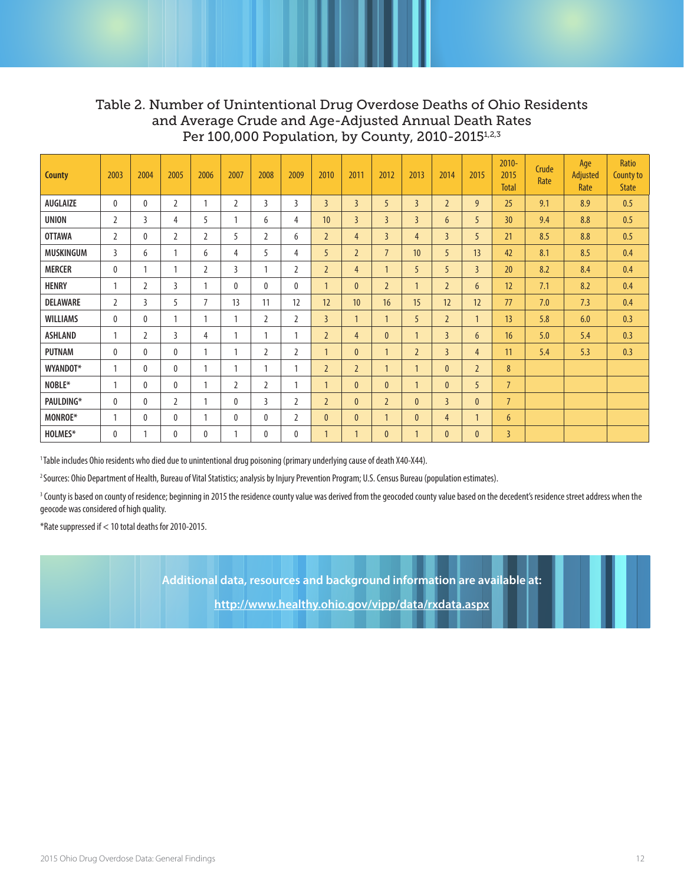## Table 2. Number of Unintentional Drug Overdose Deaths of Ohio Residents and Average Crude and Age-Adjusted Annual Death Rates Per 100,000 Population, by County, 2010-2015[1,2,3]

| County | 2003 | 2004 | 2005 | 2006 | 2007 | 2008 | 2009 | 2010 | 2011 | 2012 | 2013 | 2014 | 2015 | 2010-2015 Total | Crude Rate | Age Adjusted Rate | Ratio County to State |
|---|---|---|---|---|---|---|---|---|---|---|---|---|---|---|---|---|---|
| AUGLAIZE | 0 | 0 | 2 | 1 | 2 | 3 | 3 | 3 | 3 | 5 | 3 | 2 | 9 | 25 | 9.1 | 8.9 | 0.5 |
| UNION | 2 | 3 | 4 | 5 | 1 | 6 | 4 | 10 | 3 | 3 | 3 | 6 | 5 | 30 | 9.4 | 8.8 | 0.5 |
| OTTAWA | 2 | 0 | 2 | 2 | 5 | 2 | 6 | 2 | 4 | 3 | 4 | 3 | 5 | 21 | 8.5 | 8.8 | 0.5 |
| MUSKINGUM | 3 | 6 | 1 | 6 | 4 | 5 | 4 | 5 | 2 | 7 | 10 | 5 | 13 | 42 | 8.1 | 8.5 | 0.4 |
| MERCER | 0 | 1 | 1 | 2 | 3 | 1 | 2 | 2 | 4 | 1 | 5 | 5 | 3 | 20 | 8.2 | 8.4 | 0.4 |
| HENRY | 1 | 2 | 3 | 1 | 0 | 0 | 0 | 1 | 0 | 2 | 1 | 2 | 6 | 12 | 7.1 | 8.2 | 0.4 |
| DELAWARE | 2 | 3 | 5 | 7 | 13 | 11 | 12 | 12 | 10 | 16 | 15 | 12 | 12 | 77 | 7.0 | 7.3 | 0.4 |
| WILLIAMS | 0 | 0 | 1 | 1 | 1 | 2 | 2 | 3 | 1 | 1 | 5 | 2 | 1 | 13 | 5.8 | 6.0 | 0.3 |
| ASHLAND | 1 | 2 | 3 | 4 | 1 | 1 | 1 | 2 | 4 | 0 | 1 | 3 | 6 | 16 | 5.0 | 5.4 | 0.3 |
| PUTNAM | 0 | 0 | 0 | 1 | 1 | 2 | 2 | 1 | 0 | 1 | 2 | 3 | 4 | 11 | 5.4 | 5.3 | 0.3 |
| WYANDOT* | 1 | 0 | 0 | 1 | 1 | 1 | 1 | 2 | 2 | 1 | 1 | 0 | 2 | 8 | | | |
| NOBLE* | 1 | 0 | 0 | 1 | 2 | 2 | 1 | 1 | 0 | 0 | 1 | 0 | 5 | 7 | | | |
| PAULDING* | 0 | 0 | 2 | 1 | 0 | 3 | 2 | 2 | 0 | 2 | 0 | 3 | 0 | 7 | | | |
| MONROE* | 1 | 0 | 0 | 1 | 0 | 0 | 2 | 0 | 0 | 1 | 0 | 4 | 1 | 6 | | | |
| HOLMES* | 0 | 1 | 0 | 0 | 1 | 0 | 0 | 1 | 1 | 0 | 1 | 0 | 0 | 3 | | | |

[1] Table includes Ohio residents who died due to unintentional drug poisoning (primary underlying cause of death X40-X44).

[2] Sources: Ohio Department of Health, Bureau of Vital Statistics; analysis by Injury Prevention Program; U.S. Census Bureau (population estimates).

[3] County is based on county of residence; beginning in 2015 the residence county value was derived from the geocoded county value based on the decedent's residence street address when the geocode was considered of high quality.

*Rate suppressed if < 10 total deaths for 2010-2015.

**Additional data, resources and background information are available at:**

**http://www.healthy.ohio.gov/vipp/data/rxdata.aspx**